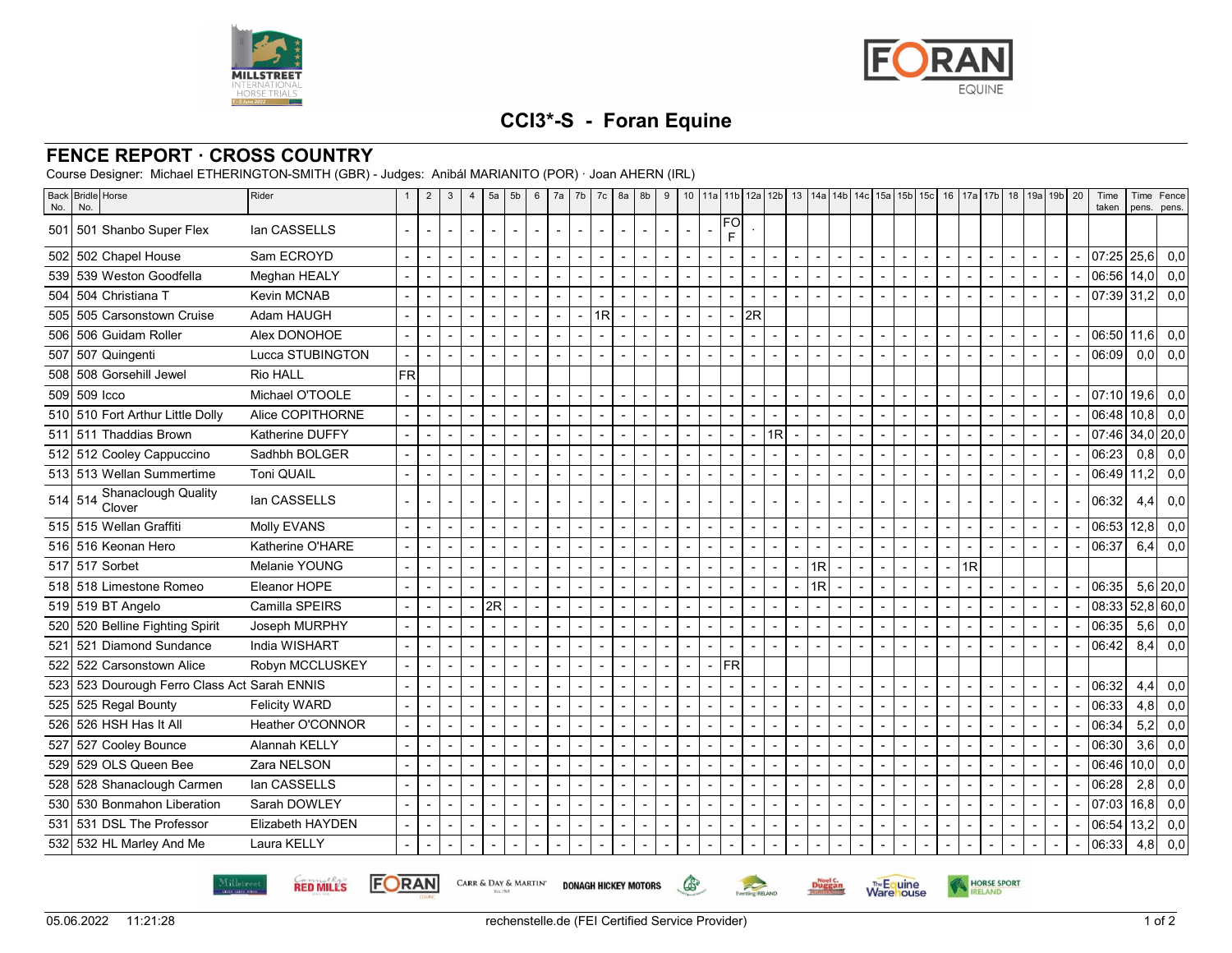# CCI3*-S - Foran Equine

## FENCE REPORT · CROSS COUNTRY

Course Designer: Michael ETHERINGTON-SMITH (GBR) - Judges: Anibál MARIANITO (POR) · Joan AHERN (IRL)

| Back No. | Bridle No. | Horse | Rider | 1 | 2 | 3 | 4 | 5a | 5b | 6 | 7a | 7b | 7c | 8a | 8b | 9 | 10 | 11a | 11b | 12a | 12b | 13 | 14a | 14b | 14c | 15a | 15b | 15c | 16 | 17a | 17b | 18 | 19a | 19b | 20 | Time taken | Time pens. | Fence pens. |
|---|---|---|---|---|---|---|---|---|---|---|---|---|---|---|---|---|---|---|---|---|---|---|---|---|---|---|---|---|---|---|---|---|---|---|---|---|---|---|
| 501 | 501 | Shanbo Super Flex | Ian CASSELLS | - | - | - | - | - | - | - | - | - | - | - | - | - | - | - | FOF | . | | | | | | | | | | | | | | | | | | |
| 502 | 502 | Chapel House | Sam ECROYD | - | - | - | - | - | - | - | - | - | - | - | - | - | - | - | - | - | - | - | - | - | - | - | - | - | - | - | - | - | - | - | - | 07:25 | 25,6 | 0,0 |
| 539 | 539 | Weston Goodfella | Meghan HEALY | - | - | - | - | - | - | - | - | - | - | - | - | - | - | - | - | - | - | - | - | - | - | - | - | - | - | - | - | - | - | - | - | 06:56 | 14,0 | 0,0 |
| 504 | 504 | Christiana T | Kevin MCNAB | - | - | - | - | - | - | - | - | - | - | - | - | - | - | - | - | - | - | - | - | - | - | - | - | - | - | - | - | - | - | - | - | 07:39 | 31,2 | 0,0 |
| 505 | 505 | Carsonstown Cruise | Adam HAUGH | - | - | - | - | - | - | - | - | - | 1R | - | - | - | - | - | - | 2R | | | | | | | | | | | | | | | | | | |
| 506 | 506 | Guidam Roller | Alex DONOHOE | - | - | - | - | - | - | - | - | - | - | - | - | - | - | - | - | - | - | - | - | - | - | - | - | - | - | - | - | - | - | - | - | 06:50 | 11,6 | 0,0 |
| 507 | 507 | Quingenti | Lucca STUBINGTON | - | - | - | - | - | - | - | - | - | - | - | - | - | - | - | - | - | - | - | - | - | - | - | - | - | - | - | - | - | - | - | - | 06:09 | 0,0 | 0,0 |
| 508 | 508 | Gorsehill Jewel | Rio HALL | FR | | | | | | | | | | | | | | | | | | | | | | | | | | | | | | | | | | |
| 509 | 509 | Icco | Michael O'TOOLE | - | - | - | - | - | - | - | - | - | - | - | - | - | - | - | - | - | - | - | - | - | - | - | - | - | - | - | - | - | - | - | - | 07:10 | 19,6 | 0,0 |
| 510 | 510 | Fort Arthur Little Dolly | Alice COPITHORNE | - | - | - | - | - | - | - | - | - | - | - | - | - | - | - | - | - | - | - | - | - | - | - | - | - | - | - | - | - | - | - | - | 06:48 | 10,8 | 0,0 |
| 511 | 511 | Thaddias Brown | Katherine DUFFY | - | - | - | - | - | - | - | - | - | - | - | - | - | - | - | - | - | 1R | - | - | - | - | - | - | - | - | - | - | - | - | - | - | 07:46 | 34,0 | 20,0 |
| 512 | 512 | Cooley Cappuccino | Sadhbh BOLGER | - | - | - | - | - | - | - | - | - | - | - | - | - | - | - | - | - | - | - | - | - | - | - | - | - | - | - | - | - | - | - | - | 06:23 | 0,8 | 0,0 |
| 513 | 513 | Wellan Summertime | Toni QUAIL | - | - | - | - | - | - | - | - | - | - | - | - | - | - | - | - | - | - | - | - | - | - | - | - | - | - | - | - | - | - | - | - | 06:49 | 11,2 | 0,0 |
| 514 | 514 | Shanaclough Quality Clover | Ian CASSELLS | - | - | - | - | - | - | - | - | - | - | - | - | - | - | - | - | - | - | - | - | - | - | - | - | - | - | - | - | - | - | - | - | 06:32 | 4,4 | 0,0 |
| 515 | 515 | Wellan Graffiti | Molly EVANS | - | - | - | - | - | - | - | - | - | - | - | - | - | - | - | - | - | - | - | - | - | - | - | - | - | - | - | - | - | - | - | - | 06:53 | 12,8 | 0,0 |
| 516 | 516 | Keonan Hero | Katherine O'HARE | - | - | - | - | - | - | - | - | - | - | - | - | - | - | - | - | - | - | - | - | - | - | - | - | - | - | - | - | - | - | - | - | 06:37 | 6,4 | 0,0 |
| 517 | 517 | Sorbet | Melanie YOUNG | - | - | - | - | - | - | - | - | - | - | - | - | - | - | - | - | - | - | - | 1R | - | - | - | - | - | - | 1R | | | | | | | | |
| 518 | 518 | Limestone Romeo | Eleanor HOPE | - | - | - | - | - | - | - | - | - | - | - | - | - | - | - | - | - | - | - | 1R | - | - | - | - | - | - | - | - | - | - | - | - | 06:35 | 5,6 | 20,0 |
| 519 | 519 | BT Angelo | Camilla SPEIRS | - | - | - | - | 2R | - | - | - | - | - | - | - | - | - | - | - | - | - | - | - | - | - | - | - | - | - | - | - | - | - | - | - | 08:33 | 52,8 | 60,0 |
| 520 | 520 | Belline Fighting Spirit | Joseph MURPHY | - | - | - | - | - | - | - | - | - | - | - | - | - | - | - | - | - | - | - | - | - | - | - | - | - | - | - | - | - | - | - | - | 06:35 | 5,6 | 0,0 |
| 521 | 521 | Diamond Sundance | India WISHART | - | - | - | - | - | - | - | - | - | - | - | - | - | - | - | - | - | - | - | - | - | - | - | - | - | - | - | - | - | - | - | - | 06:42 | 8,4 | 0,0 |
| 522 | 522 | Carsonstown Alice | Robyn MCCLUSKEY | - | - | - | - | - | - | - | - | - | - | - | - | - | - | - | FR | | | | | | | | | | | | | | | | | | | |
| 523 | 523 | Dourough Ferro Class Act | Sarah ENNIS | - | - | - | - | - | - | - | - | - | - | - | - | - | - | - | - | - | - | - | - | - | - | - | - | - | - | - | - | - | - | - | - | 06:32 | 4,4 | 0,0 |
| 525 | 525 | Regal Bounty | Felicity WARD | - | - | - | - | - | - | - | - | - | - | - | - | - | - | - | - | - | - | - | - | - | - | - | - | - | - | - | - | - | - | - | - | 06:33 | 4,8 | 0,0 |
| 526 | 526 | HSH Has It All | Heather O'CONNOR | - | - | - | - | - | - | - | - | - | - | - | - | - | - | - | - | - | - | - | - | - | - | - | - | - | - | - | - | - | - | - | - | 06:34 | 5,2 | 0,0 |
| 527 | 527 | Cooley Bounce | Alannah KELLY | - | - | - | - | - | - | - | - | - | - | - | - | - | - | - | - | - | - | - | - | - | - | - | - | - | - | - | - | - | - | - | - | 06:30 | 3,6 | 0,0 |
| 529 | 529 | OLS Queen Bee | Zara NELSON | - | - | - | - | - | - | - | - | - | - | - | - | - | - | - | - | - | - | - | - | - | - | - | - | - | - | - | - | - | - | - | - | 06:46 | 10,0 | 0,0 |
| 528 | 528 | Shanaclough Carmen | Ian CASSELLS | - | - | - | - | - | - | - | - | - | - | - | - | - | - | - | - | - | - | - | - | - | - | - | - | - | - | - | - | - | - | - | - | 06:28 | 2,8 | 0,0 |
| 530 | 530 | Bonmahon Liberation | Sarah DOWLEY | - | - | - | - | - | - | - | - | - | - | - | - | - | - | - | - | - | - | - | - | - | - | - | - | - | - | - | - | - | - | - | - | 07:03 | 16,8 | 0,0 |
| 531 | 531 | DSL The Professor | Elizabeth HAYDEN | - | - | - | - | - | - | - | - | - | - | - | - | - | - | - | - | - | - | - | - | - | - | - | - | - | - | - | - | - | - | - | - | 06:54 | 13,2 | 0,0 |
| 532 | 532 | HL Marley And Me | Laura KELLY | - | - | - | - | - | - | - | - | - | - | - | - | - | - | - | - | - | - | - | - | - | - | - | - | - | - | - | - | - | - | - | - | 06:33 | 4,8 | 0,0 |

05.06.2022 11:21:28 rechenstelle.de (FEI Certified Service Provider)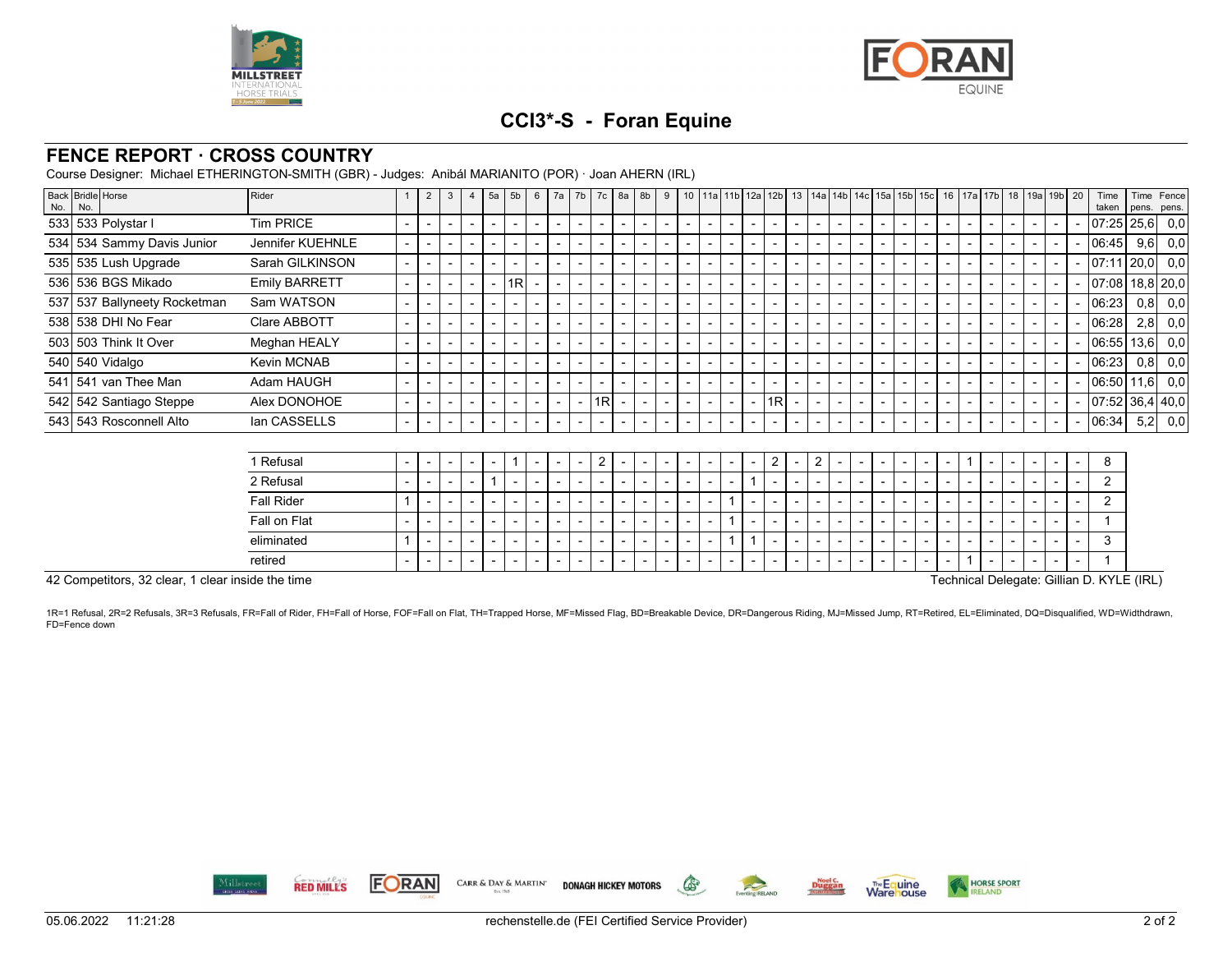## CCI3*-S - Foran Equine

# FENCE REPORT · CROSS COUNTRY

Course Designer: Michael ETHERINGTON-SMITH (GBR) - Judges: Anibál MARIANITO (POR) · Joan AHERN (IRL)

| Back No. | Bridle No. | Horse | Rider | 1 | 2 | 3 | 4 | 5a | 5b | 6 | 7a | 7b | 7c | 8a | 8b | 9 | 10 | 11a | 11b | 12a | 12b | 13 | 14a | 14b | 14c | 15a | 15b | 15c | 16 | 17a | 17b | 18 | 19a | 19b | 20 | Time taken | Time pens. | Fence pens. |
|---|---|---|---|---|---|---|---|---|---|---|---|---|---|---|---|---|---|---|---|---|---|---|---|---|---|---|---|---|---|---|---|---|---|---|---|---|---|---|
| 533 | 533 | Polystar I | Tim PRICE | - | - | - | - | - | - | - | - | - | - | - | - | - | - | - | - | - | - | - | - | - | - | - | - | - | - | - | - | - | - | - | - | 07:25 | 25,6 | 0,0 |
| 534 | 534 | Sammy Davis Junior | Jennifer KUEHNLE | - | - | - | - | - | - | - | - | - | - | - | - | - | - | - | - | - | - | - | - | - | - | - | - | - | - | - | - | - | - | - | - | 06:45 | 9,6 | 0,0 |
| 535 | 535 | Lush Upgrade | Sarah GILKINSON | - | - | - | - | - | - | - | - | - | - | - | - | - | - | - | - | - | - | - | - | - | - | - | - | - | - | - | - | - | - | - | - | 07:11 | 20,0 | 0,0 |
| 536 | 536 | BGS Mikado | Emily BARRETT | - | - | - | - | - | 1R | - | - | - | - | - | - | - | - | - | - | - | - | - | - | - | - | - | - | - | - | - | - | - | - | - | - | 07:08 | 18,8 | 20,0 |
| 537 | 537 | Ballyneety Rocketman | Sam WATSON | - | - | - | - | - | - | - | - | - | - | - | - | - | - | - | - | - | - | - | - | - | - | - | - | - | - | - | - | - | - | - | - | 06:23 | 0,8 | 0,0 |
| 538 | 538 | DHI No Fear | Clare ABBOTT | - | - | - | - | - | - | - | - | - | - | - | - | - | - | - | - | - | - | - | - | - | - | - | - | - | - | - | - | - | - | - | - | 06:28 | 2,8 | 0,0 |
| 503 | 503 | Think It Over | Meghan HEALY | - | - | - | - | - | - | - | - | - | - | - | - | - | - | - | - | - | - | - | - | - | - | - | - | - | - | - | - | - | - | - | - | 06:55 | 13,6 | 0,0 |
| 540 | 540 | Vidalgo | Kevin MCNAB | - | - | - | - | - | - | - | - | - | - | - | - | - | - | - | - | - | - | - | - | - | - | - | - | - | - | - | - | - | - | - | - | 06:23 | 0,8 | 0,0 |
| 541 | 541 | van Thee Man | Adam HAUGH | - | - | - | - | - | - | - | - | - | - | - | - | - | - | - | - | - | - | - | - | - | - | - | - | - | - | - | - | - | - | - | - | 06:50 | 11,6 | 0,0 |
| 542 | 542 | Santiago Steppe | Alex DONOHOE | - | - | - | - | - | - | - | - | - | 1R | - | - | - | - | - | - | - | 1R | - | - | - | - | - | - | - | - | - | - | - | - | - | - | 07:52 | 36,4 | 40,0 |
| 543 | 543 | Rosconnell Alto | Ian CASSELLS | - | - | - | - | - | - | - | - | - | - | - | - | - | - | - | - | - | - | - | - | - | - | - | - | - | - | - | - | - | - | - | - | 06:34 | 5,2 | 0,0 |
| | | | 1 Refusal | - | - | - | - | - | 1 | - | - | - | 2 | - | - | - | - | - | - | - | 2 | - | 2 | - | - | - | - | - | - | 1 | - | - | - | - | - | 8 | | |
| | | | 2 Refusal | - | - | - | - | 1 | - | - | - | - | - | - | - | - | - | - | - | 1 | - | - | - | - | - | - | - | - | - | - | - | - | - | - | - | 2 | | |
| | | | Fall Rider | 1 | - | - | - | - | - | - | - | - | - | - | - | - | - | - | 1 | - | - | - | - | - | - | - | - | - | - | - | - | - | - | - | - | 2 | | |
| | | | Fall on Flat | - | - | - | - | - | - | - | - | - | - | - | - | - | - | - | 1 | - | - | - | - | - | - | - | - | - | - | - | - | - | - | - | - | 1 | | |
| | | | eliminated | 1 | - | - | - | - | - | - | - | - | - | - | - | - | - | - | 1 | 1 | - | - | - | - | - | - | - | - | - | - | - | - | - | - | - | 3 | | |
| | | | retired | - | - | - | - | - | - | - | - | - | - | - | - | - | - | - | - | - | - | - | - | - | - | - | - | - | - | 1 | - | - | - | - | - | 1 | | |

42 Competitors, 32 clear, 1 clear inside the time

Technical Delegate: Gillian D. KYLE (IRL)

1R=1 Refusal, 2R=2 Refusals, 3R=3 Refusals, FR=Fall of Rider, FH=Fall of Horse, FOF=Fall on Flat, TH=Trapped Horse, MF=Missed Flag, BD=Breakable Device, DR=Dangerous Riding, MJ=Missed Jump, RT=Retired, EL=Eliminated, DQ=Disqualified, WD=Widthdrawn, FD=Fence down

05.06.2022 11:21:28

rechenstelle.de (FEI Certified Service Provider)